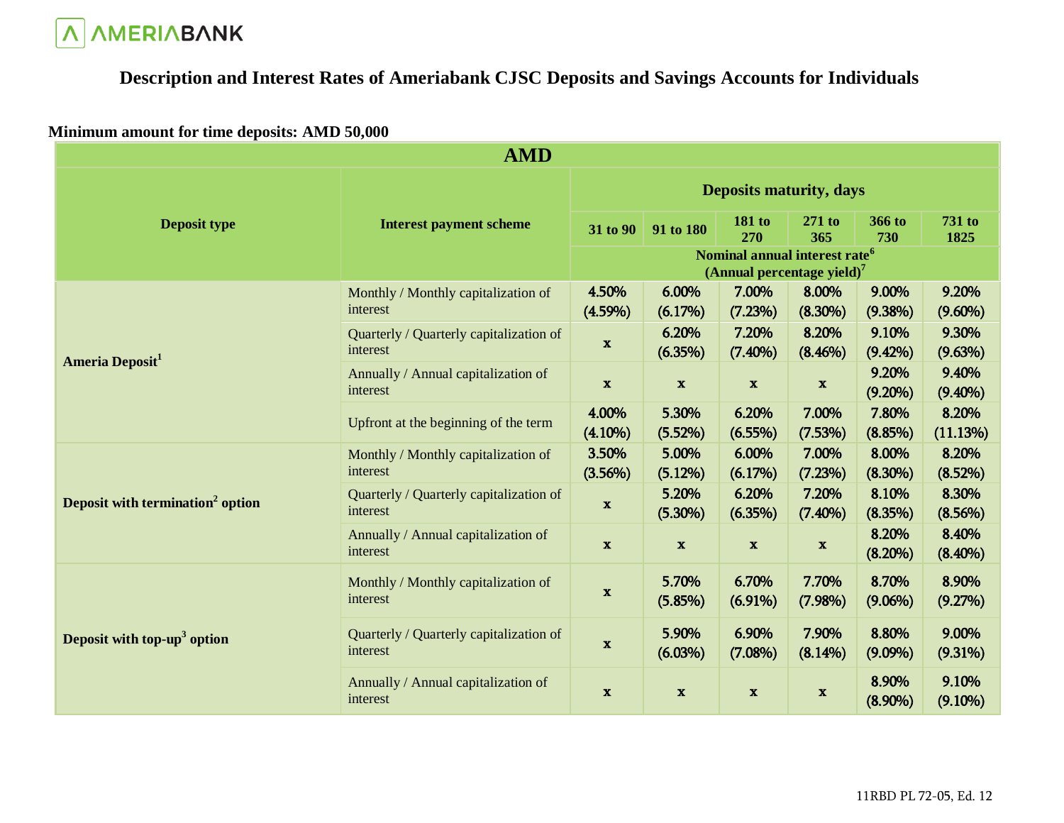AMERIABANK

# Description and Interest Rates of Ameriabank CJSC Deposits and Savings Accounts for Individuals

**Minimum amount for time deposits: AMD 50,000**

| AMD | | | | | | | |
|---|---|---|---|---|---|---|---|
| **Deposit type** | **Interest payment scheme** | **Deposits maturity, days** | | | | | |
| | | **31 to 90** | **91 to 180** | **181 to 270** | **271 to 365** | **366 to 730** | **731 to 1825** |
| | | **Nominal annual interest rate[6] (Annual percentage yield)[7]** | | | | | |
| **Ameria Deposit[1]** | Monthly / Monthly capitalization of interest | 4.50% (4.59%) | 6.00% (6.17%) | 7.00% (7.23%) | 8.00% (8.30%) | 9.00% (9.38%) | 9.20% (9.60%) |
| | Quarterly / Quarterly capitalization of interest | x | 6.20% (6.35%) | 7.20% (7.40%) | 8.20% (8.46%) | 9.10% (9.42%) | 9.30% (9.63%) |
| | Annually / Annual capitalization of interest | x | x | x | x | 9.20% (9.20%) | 9.40% (9.40%) |
| | Upfront at the beginning of the term | 4.00% (4.10%) | 5.30% (5.52%) | 6.20% (6.55%) | 7.00% (7.53%) | 7.80% (8.85%) | 8.20% (11.13%) |
| **Deposit with termination[2] option** | Monthly / Monthly capitalization of interest | 3.50% (3.56%) | 5.00% (5.12%) | 6.00% (6.17%) | 7.00% (7.23%) | 8.00% (8.30%) | 8.20% (8.52%) |
| | Quarterly / Quarterly capitalization of interest | x | 5.20% (5.30%) | 6.20% (6.35%) | 7.20% (7.40%) | 8.10% (8.35%) | 8.30% (8.56%) |
| | Annually / Annual capitalization of interest | x | x | x | x | 8.20% (8.20%) | 8.40% (8.40%) |
| **Deposit with top-up[3] option** | Monthly / Monthly capitalization of interest | x | 5.70% (5.85%) | 6.70% (6.91%) | 7.70% (7.98%) | 8.70% (9.06%) | 8.90% (9.27%) |
| | Quarterly / Quarterly capitalization of interest | x | 5.90% (6.03%) | 6.90% (7.08%) | 7.90% (8.14%) | 8.80% (9.09%) | 9.00% (9.31%) |
| | Annually / Annual capitalization of interest | x | x | x | x | 8.90% (8.90%) | 9.10% (9.10%) |

11RBD PL 72-05, Ed. 12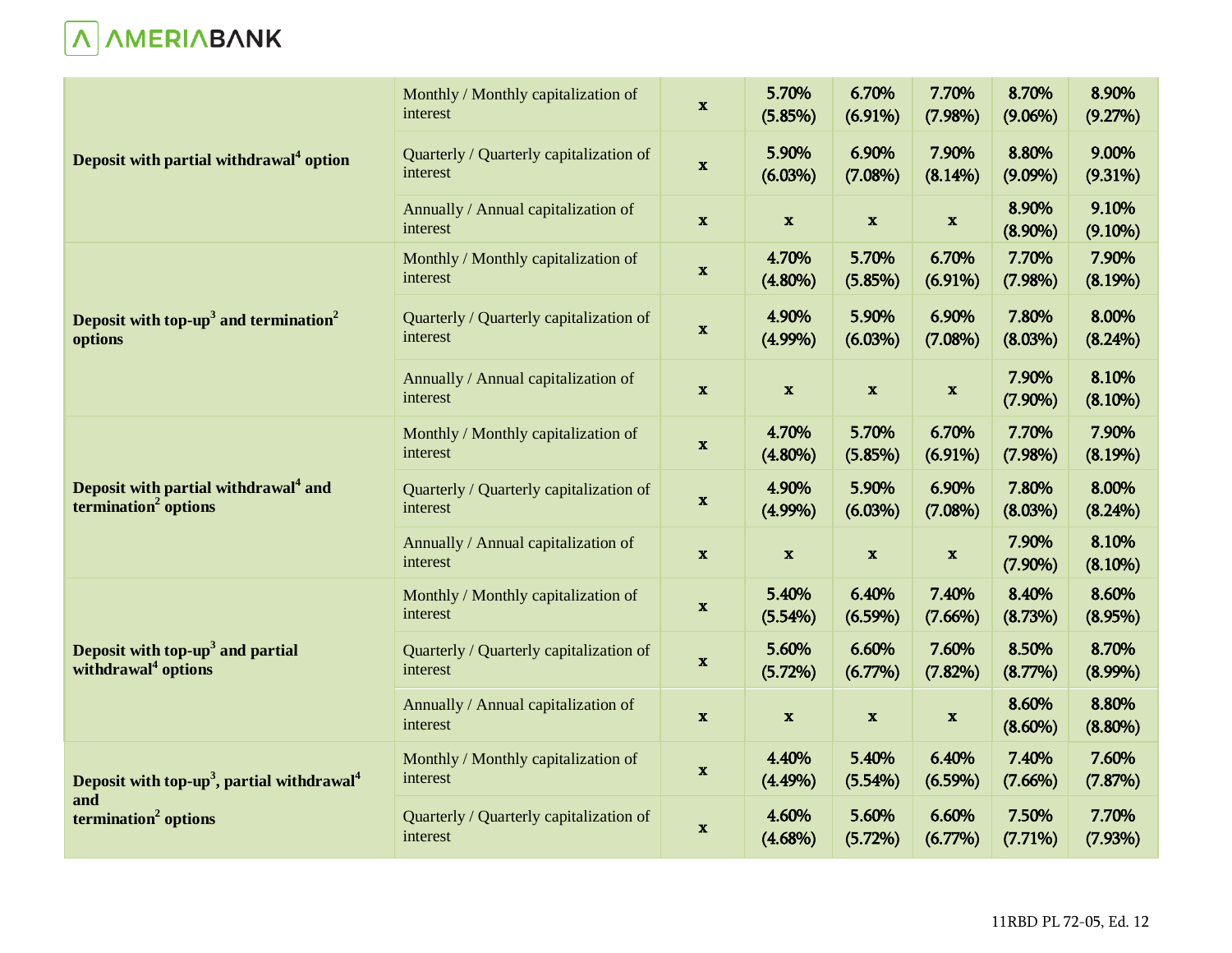| | | | | | | | |
|---|---|---|---|---|---|---|---|
| **Deposit with partial withdrawal[4] option** | Monthly / Monthly capitalization of interest | x | 5.70% (5.85%) | 6.70% (6.91%) | 7.70% (7.98%) | 8.70% (9.06%) | 8.90% (9.27%) |
| | Quarterly / Quarterly capitalization of interest | x | 5.90% (6.03%) | 6.90% (7.08%) | 7.90% (8.14%) | 8.80% (9.09%) | 9.00% (9.31%) |
| | Annually / Annual capitalization of interest | x | x | x | x | 8.90% (8.90%) | 9.10% (9.10%) |
| **Deposit with top-up[3] and termination[2] options** | Monthly / Monthly capitalization of interest | x | 4.70% (4.80%) | 5.70% (5.85%) | 6.70% (6.91%) | 7.70% (7.98%) | 7.90% (8.19%) |
| | Quarterly / Quarterly capitalization of interest | x | 4.90% (4.99%) | 5.90% (6.03%) | 6.90% (7.08%) | 7.80% (8.03%) | 8.00% (8.24%) |
| | Annually / Annual capitalization of interest | x | x | x | x | 7.90% (7.90%) | 8.10% (8.10%) |
| **Deposit with partial withdrawal[4] and termination[2] options** | Monthly / Monthly capitalization of interest | x | 4.70% (4.80%) | 5.70% (5.85%) | 6.70% (6.91%) | 7.70% (7.98%) | 7.90% (8.19%) |
| | Quarterly / Quarterly capitalization of interest | x | 4.90% (4.99%) | 5.90% (6.03%) | 6.90% (7.08%) | 7.80% (8.03%) | 8.00% (8.24%) |
| | Annually / Annual capitalization of interest | x | x | x | x | 7.90% (7.90%) | 8.10% (8.10%) |
| **Deposit with top-up[3] and partial withdrawal[4] options** | Monthly / Monthly capitalization of interest | x | 5.40% (5.54%) | 6.40% (6.59%) | 7.40% (7.66%) | 8.40% (8.73%) | 8.60% (8.95%) |
| | Quarterly / Quarterly capitalization of interest | x | 5.60% (5.72%) | 6.60% (6.77%) | 7.60% (7.82%) | 8.50% (8.77%) | 8.70% (8.99%) |
| | Annually / Annual capitalization of interest | x | x | x | x | 8.60% (8.60%) | 8.80% (8.80%) |
| **Deposit with top-up[3], partial withdrawal[4] and termination[2] options** | Monthly / Monthly capitalization of interest | x | 4.40% (4.49%) | 5.40% (5.54%) | 6.40% (6.59%) | 7.40% (7.66%) | 7.60% (7.87%) |
| | Quarterly / Quarterly capitalization of interest | x | 4.60% (4.68%) | 5.60% (5.72%) | 6.60% (6.77%) | 7.50% (7.71%) | 7.70% (7.93%) |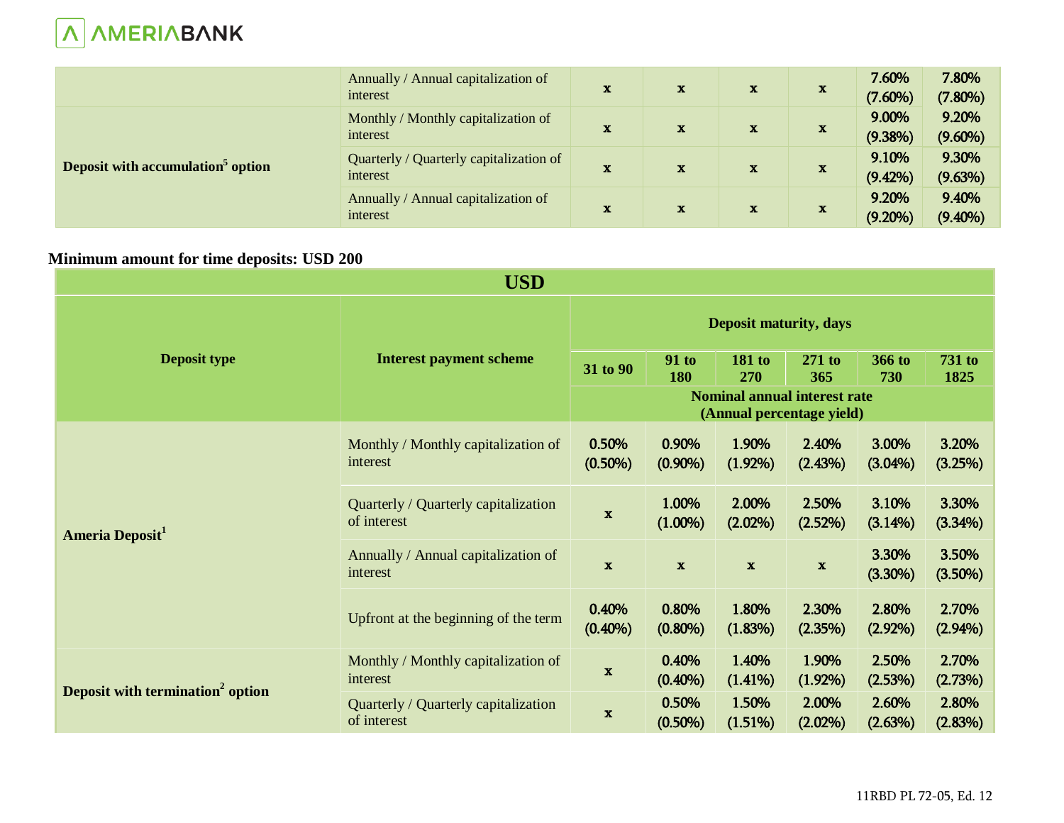| | | | | | | | |
|---|---|---|---|---|---|---|---|
| | Annually / Annual capitalization of interest | x | x | x | x | 7.60% (7.60%) | 7.80% (7.80%) |
| Deposit with accumulation[5] option | Monthly / Monthly capitalization of interest | x | x | x | x | 9.00% (9.38%) | 9.20% (9.60%) |
| | Quarterly / Quarterly capitalization of interest | x | x | x | x | 9.10% (9.42%) | 9.30% (9.63%) |
| | Annually / Annual capitalization of interest | x | x | x | x | 9.20% (9.20%) | 9.40% (9.40%) |

**Minimum amount for time deposits: USD 200**

| USD | | | | | | | |
|---|---|---|---|---|---|---|---|
| **Deposit type** | **Interest payment scheme** | **Deposit maturity, days** | | | | | |
| | | **31 to 90** | **91 to 180** | **181 to 270** | **271 to 365** | **366 to 730** | **731 to 1825** |
| | | **Nominal annual interest rate (Annual percentage yield)** | | | | | |
| **Ameria Deposit[1]** | Monthly / Monthly capitalization of interest | 0.50% (0.50%) | 0.90% (0.90%) | 1.90% (1.92%) | 2.40% (2.43%) | 3.00% (3.04%) | 3.20% (3.25%) |
| | Quarterly / Quarterly capitalization of interest | x | 1.00% (1.00%) | 2.00% (2.02%) | 2.50% (2.52%) | 3.10% (3.14%) | 3.30% (3.34%) |
| | Annually / Annual capitalization of interest | x | x | x | x | 3.30% (3.30%) | 3.50% (3.50%) |
| | Upfront at the beginning of the term | 0.40% (0.40%) | 0.80% (0.80%) | 1.80% (1.83%) | 2.30% (2.35%) | 2.80% (2.92%) | 2.70% (2.94%) |
| **Deposit with termination[2] option** | Monthly / Monthly capitalization of interest | x | 0.40% (0.40%) | 1.40% (1.41%) | 1.90% (1.92%) | 2.50% (2.53%) | 2.70% (2.73%) |
| | Quarterly / Quarterly capitalization of interest | x | 0.50% (0.50%) | 1.50% (1.51%) | 2.00% (2.02%) | 2.60% (2.63%) | 2.80% (2.83%) |

11RBD PL 72-05, Ed. 12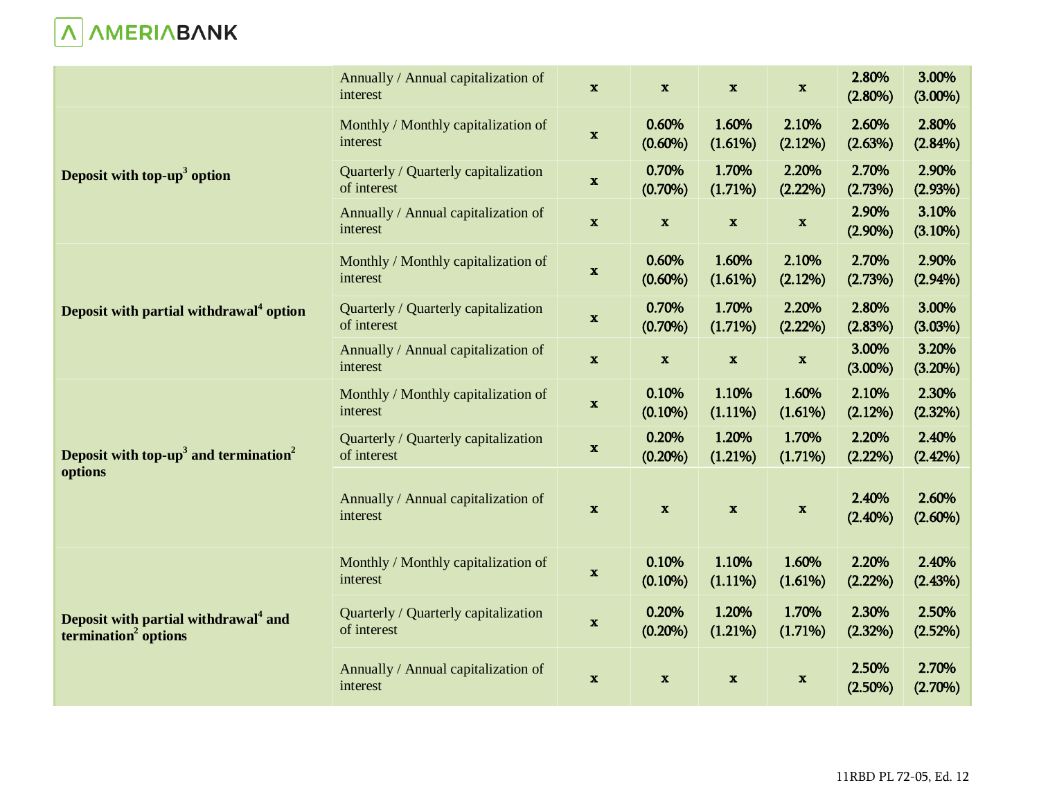| | | | | | | | |
|---|---|---|---|---|---|---|---|
| | Annually / Annual capitalization of interest | x | x | x | x | 2.80% (2.80%) | 3.00% (3.00%) |
| **Deposit with top-up[3] option** | Monthly / Monthly capitalization of interest | x | 0.60% (0.60%) | 1.60% (1.61%) | 2.10% (2.12%) | 2.60% (2.63%) | 2.80% (2.84%) |
| | Quarterly / Quarterly capitalization of interest | x | 0.70% (0.70%) | 1.70% (1.71%) | 2.20% (2.22%) | 2.70% (2.73%) | 2.90% (2.93%) |
| | Annually / Annual capitalization of interest | x | x | x | x | 2.90% (2.90%) | 3.10% (3.10%) |
| **Deposit with partial withdrawal[4] option** | Monthly / Monthly capitalization of interest | x | 0.60% (0.60%) | 1.60% (1.61%) | 2.10% (2.12%) | 2.70% (2.73%) | 2.90% (2.94%) |
| | Quarterly / Quarterly capitalization of interest | x | 0.70% (0.70%) | 1.70% (1.71%) | 2.20% (2.22%) | 2.80% (2.83%) | 3.00% (3.03%) |
| | Annually / Annual capitalization of interest | x | x | x | x | 3.00% (3.00%) | 3.20% (3.20%) |
| **Deposit with top-up[3] and termination[2] options** | Monthly / Monthly capitalization of interest | x | 0.10% (0.10%) | 1.10% (1.11%) | 1.60% (1.61%) | 2.10% (2.12%) | 2.30% (2.32%) |
| | Quarterly / Quarterly capitalization of interest | x | 0.20% (0.20%) | 1.20% (1.21%) | 1.70% (1.71%) | 2.20% (2.22%) | 2.40% (2.42%) |
| | Annually / Annual capitalization of interest | x | x | x | x | 2.40% (2.40%) | 2.60% (2.60%) |
| **Deposit with partial withdrawal[4] and termination[2] options** | Monthly / Monthly capitalization of interest | x | 0.10% (0.10%) | 1.10% (1.11%) | 1.60% (1.61%) | 2.20% (2.22%) | 2.40% (2.43%) |
| | Quarterly / Quarterly capitalization of interest | x | 0.20% (0.20%) | 1.20% (1.21%) | 1.70% (1.71%) | 2.30% (2.32%) | 2.50% (2.52%) |
| | Annually / Annual capitalization of interest | x | x | x | x | 2.50% (2.50%) | 2.70% (2.70%) |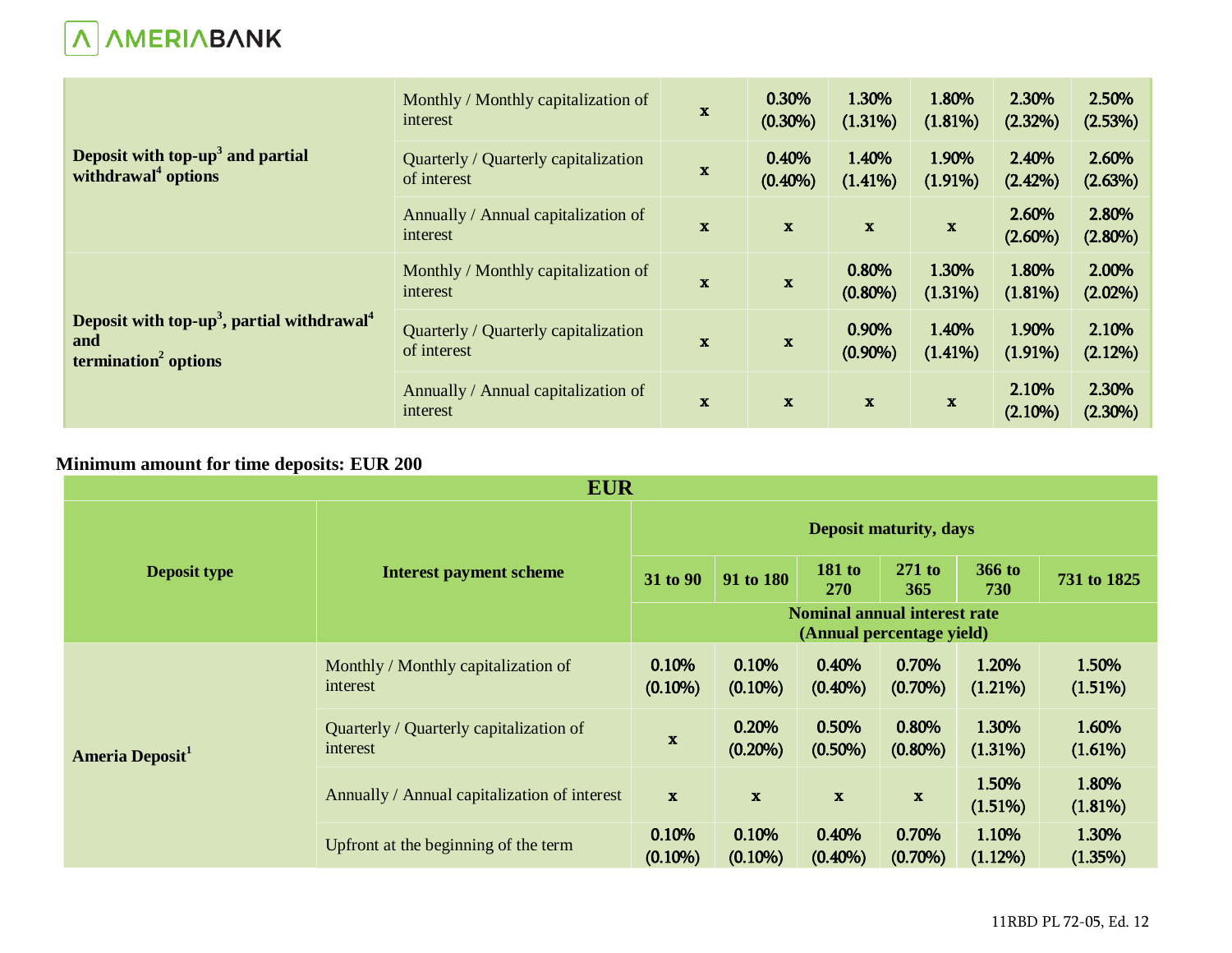| | | | | | | | |
|---|---|---|---|---|---|---|---|
| **Deposit with top-up[3] and partial withdrawal[4] options** | Monthly / Monthly capitalization of interest | x | 0.30% (0.30%) | 1.30% (1.31%) | 1.80% (1.81%) | 2.30% (2.32%) | 2.50% (2.53%) |
| | Quarterly / Quarterly capitalization of interest | x | 0.40% (0.40%) | 1.40% (1.41%) | 1.90% (1.91%) | 2.40% (2.42%) | 2.60% (2.63%) |
| | Annually / Annual capitalization of interest | x | x | x | x | 2.60% (2.60%) | 2.80% (2.80%) |
| **Deposit with top-up[3], partial withdrawal[4] and termination[2] options** | Monthly / Monthly capitalization of interest | x | x | 0.80% (0.80%) | 1.30% (1.31%) | 1.80% (1.81%) | 2.00% (2.02%) |
| | Quarterly / Quarterly capitalization of interest | x | x | 0.90% (0.90%) | 1.40% (1.41%) | 1.90% (1.91%) | 2.10% (2.12%) |
| | Annually / Annual capitalization of interest | x | x | x | x | 2.10% (2.10%) | 2.30% (2.30%) |

**Minimum amount for time deposits: EUR 200**

| **EUR** | | | | | | | |
|---|---|---|---|---|---|---|---|
| **Deposit type** | **Interest payment scheme** | **Deposit maturity, days** | | | | | |
| | | **31 to 90** | **91 to 180** | **181 to 270** | **271 to 365** | **366 to 730** | **731 to 1825** |
| | | **Nominal annual interest rate (Annual percentage yield)** | | | | | |
| **Ameria Deposit[1]** | Monthly / Monthly capitalization of interest | 0.10% (0.10%) | 0.10% (0.10%) | 0.40% (0.40%) | 0.70% (0.70%) | 1.20% (1.21%) | 1.50% (1.51%) |
| | Quarterly / Quarterly capitalization of interest | x | 0.20% (0.20%) | 0.50% (0.50%) | 0.80% (0.80%) | 1.30% (1.31%) | 1.60% (1.61%) |
| | Annually / Annual capitalization of interest | x | x | x | x | 1.50% (1.51%) | 1.80% (1.81%) |
| | Upfront at the beginning of the term | 0.10% (0.10%) | 0.10% (0.10%) | 0.40% (0.40%) | 0.70% (0.70%) | 1.10% (1.12%) | 1.30% (1.35%) |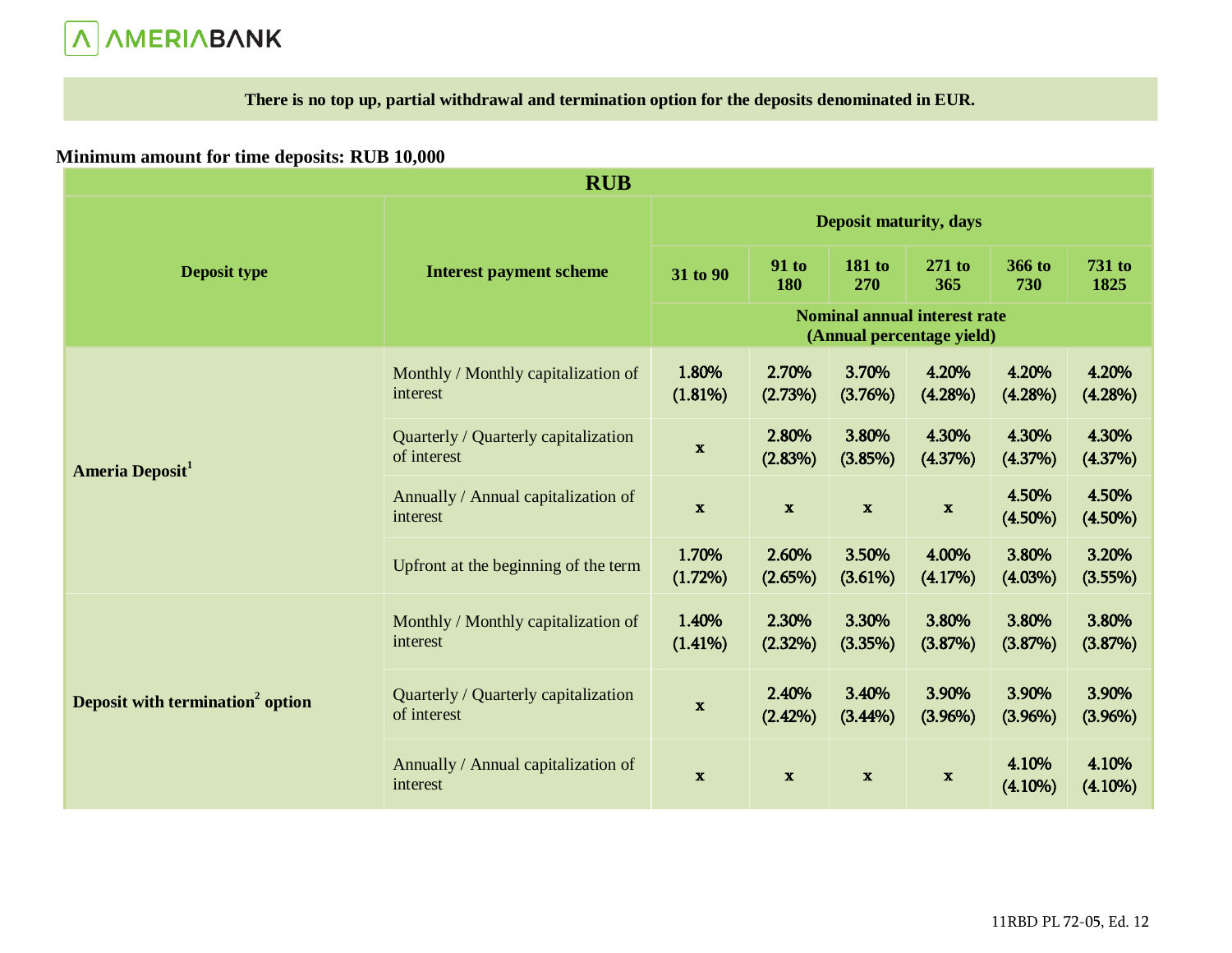**There is no top up, partial withdrawal and termination option for the deposits denominated in EUR.**

**Minimum amount for time deposits: RUB 10,000**

| RUB | | | | | | | |
|---|---|---|---|---|---|---|---|
| **Deposit type** | **Interest payment scheme** | **Deposit maturity, days** | | | | | |
| | | **31 to 90** | **91 to 180** | **181 to 270** | **271 to 365** | **366 to 730** | **731 to 1825** |
| | | **Nominal annual interest rate (Annual percentage yield)** | | | | | |
| **Ameria Deposit[1]** | Monthly / Monthly capitalization of interest | 1.80% (1.81%) | 2.70% (2.73%) | 3.70% (3.76%) | 4.20% (4.28%) | 4.20% (4.28%) | 4.20% (4.28%) |
| | Quarterly / Quarterly capitalization of interest | x | 2.80% (2.83%) | 3.80% (3.85%) | 4.30% (4.37%) | 4.30% (4.37%) | 4.30% (4.37%) |
| | Annually / Annual capitalization of interest | x | x | x | x | 4.50% (4.50%) | 4.50% (4.50%) |
| | Upfront at the beginning of the term | 1.70% (1.72%) | 2.60% (2.65%) | 3.50% (3.61%) | 4.00% (4.17%) | 3.80% (4.03%) | 3.20% (3.55%) |
| **Deposit with termination[2] option** | Monthly / Monthly capitalization of interest | 1.40% (1.41%) | 2.30% (2.32%) | 3.30% (3.35%) | 3.80% (3.87%) | 3.80% (3.87%) | 3.80% (3.87%) |
| | Quarterly / Quarterly capitalization of interest | x | 2.40% (2.42%) | 3.40% (3.44%) | 3.90% (3.96%) | 3.90% (3.96%) | 3.90% (3.96%) |
| | Annually / Annual capitalization of interest | x | x | x | x | 4.10% (4.10%) | 4.10% (4.10%) |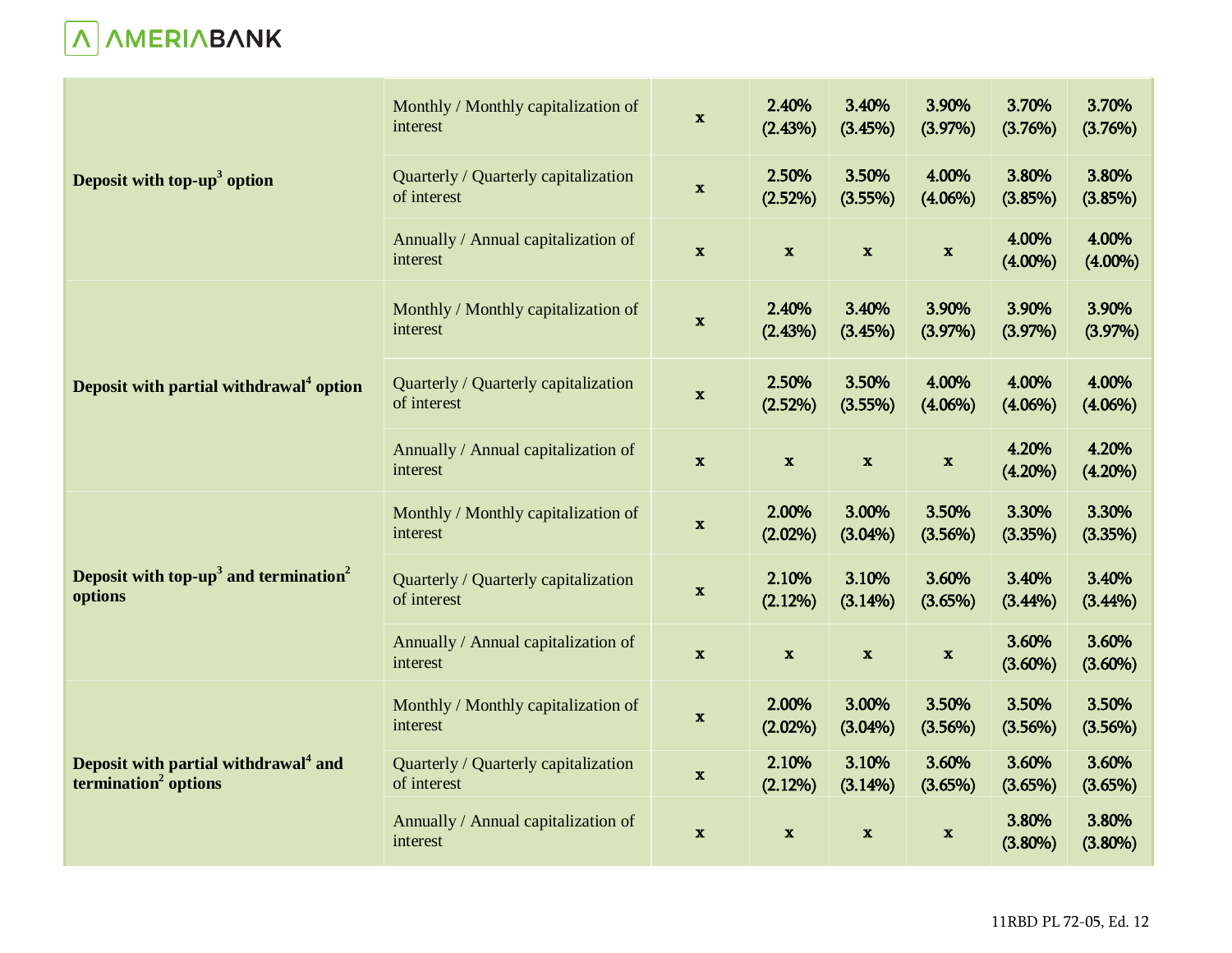| | | | | | | | |
|---|---|---|---|---|---|---|---|
| **Deposit with top-up[3] option** | Monthly / Monthly capitalization of interest | x | 2.40% (2.43%) | 3.40% (3.45%) | 3.90% (3.97%) | 3.70% (3.76%) | 3.70% (3.76%) |
| | Quarterly / Quarterly capitalization of interest | x | 2.50% (2.52%) | 3.50% (3.55%) | 4.00% (4.06%) | 3.80% (3.85%) | 3.80% (3.85%) |
| | Annually / Annual capitalization of interest | x | x | x | x | 4.00% (4.00%) | 4.00% (4.00%) |
| **Deposit with partial withdrawal[4] option** | Monthly / Monthly capitalization of interest | x | 2.40% (2.43%) | 3.40% (3.45%) | 3.90% (3.97%) | 3.90% (3.97%) | 3.90% (3.97%) |
| | Quarterly / Quarterly capitalization of interest | x | 2.50% (2.52%) | 3.50% (3.55%) | 4.00% (4.06%) | 4.00% (4.06%) | 4.00% (4.06%) |
| | Annually / Annual capitalization of interest | x | x | x | x | 4.20% (4.20%) | 4.20% (4.20%) |
| **Deposit with top-up[3] and termination[2] options** | Monthly / Monthly capitalization of interest | x | 2.00% (2.02%) | 3.00% (3.04%) | 3.50% (3.56%) | 3.30% (3.35%) | 3.30% (3.35%) |
| | Quarterly / Quarterly capitalization of interest | x | 2.10% (2.12%) | 3.10% (3.14%) | 3.60% (3.65%) | 3.40% (3.44%) | 3.40% (3.44%) |
| | Annually / Annual capitalization of interest | x | x | x | x | 3.60% (3.60%) | 3.60% (3.60%) |
| **Deposit with partial withdrawal[4] and termination[2] options** | Monthly / Monthly capitalization of interest | x | 2.00% (2.02%) | 3.00% (3.04%) | 3.50% (3.56%) | 3.50% (3.56%) | 3.50% (3.56%) |
| | Quarterly / Quarterly capitalization of interest | x | 2.10% (2.12%) | 3.10% (3.14%) | 3.60% (3.65%) | 3.60% (3.65%) | 3.60% (3.65%) |
| | Annually / Annual capitalization of interest | x | x | x | x | 3.80% (3.80%) | 3.80% (3.80%) |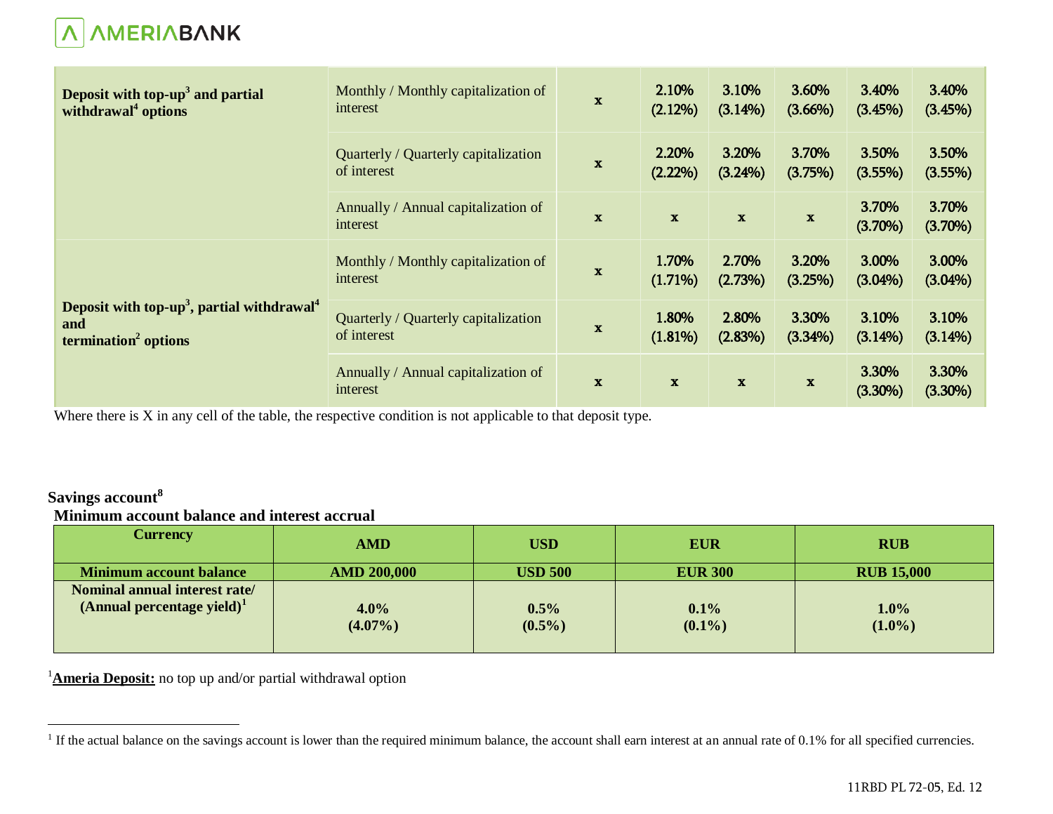| | | | | | | | |
|---|---|---|---|---|---|---|---|
| **Deposit with top-up[3] and partial withdrawal[4] options** | Monthly / Monthly capitalization of interest | x | 2.10% (2.12%) | 3.10% (3.14%) | 3.60% (3.66%) | 3.40% (3.45%) | 3.40% (3.45%) |
| | Quarterly / Quarterly capitalization of interest | x | 2.20% (2.22%) | 3.20% (3.24%) | 3.70% (3.75%) | 3.50% (3.55%) | 3.50% (3.55%) |
| | Annually / Annual capitalization of interest | x | x | x | x | 3.70% (3.70%) | 3.70% (3.70%) |
| **Deposit with top-up[3], partial withdrawal[4] and termination[2] options** | Monthly / Monthly capitalization of interest | x | 1.70% (1.71%) | 2.70% (2.73%) | 3.20% (3.25%) | 3.00% (3.04%) | 3.00% (3.04%) |
| | Quarterly / Quarterly capitalization of interest | x | 1.80% (1.81%) | 2.80% (2.83%) | 3.30% (3.34%) | 3.10% (3.14%) | 3.10% (3.14%) |
| | Annually / Annual capitalization of interest | x | x | x | x | 3.30% (3.30%) | 3.30% (3.30%) |

Where there is X in any cell of the table, the respective condition is not applicable to that deposit type.

**Savings account[8]**

**Minimum account balance and interest accrual**

| Currency | AMD | USD | EUR | RUB |
|---|---|---|---|---|
| **Minimum account balance** | **AMD 200,000** | **USD 500** | **EUR 300** | **RUB 15,000** |
| **Nominal annual interest rate/ (Annual percentage yield)[1]** | **4.0% (4.07%)** | **0.5% (0.5%)** | **0.1% (0.1%)** | **1.0% (1.0%)** |

[1]**Ameria Deposit:** no top up and/or partial withdrawal option

[1] If the actual balance on the savings account is lower than the required minimum balance, the account shall earn interest at an annual rate of 0.1% for all specified currencies.

11RBD PL 72-05, Ed. 12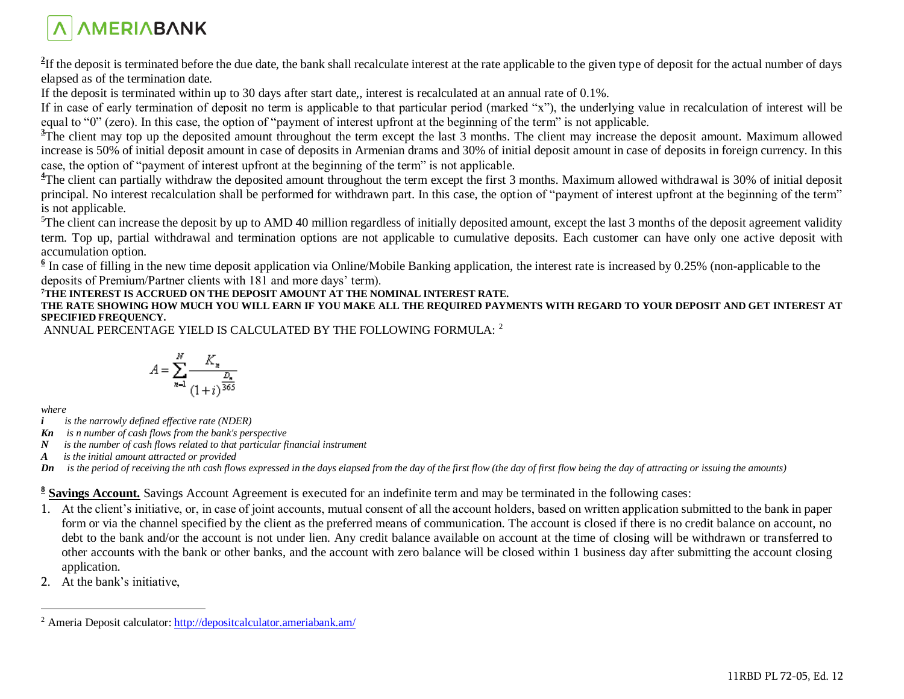[2]If the deposit is terminated before the due date, the bank shall recalculate interest at the rate applicable to the given type of deposit for the actual number of days elapsed as of the termination date.

If the deposit is terminated within up to 30 days after start date,, interest is recalculated at an annual rate of 0.1%.

If in case of early termination of deposit no term is applicable to that particular period (marked “x”), the underlying value in recalculation of interest will be equal to “0” (zero). In this case, the option of “payment of interest upfront at the beginning of the term” is not applicable.

[3]The client may top up the deposited amount throughout the term except the last 3 months. The client may increase the deposit amount. Maximum allowed increase is 50% of initial deposit amount in case of deposits in Armenian drams and 30% of initial deposit amount in case of deposits in foreign currency. In this case, the option of “payment of interest upfront at the beginning of the term” is not applicable.

[4]The client can partially withdraw the deposited amount throughout the term except the first 3 months. Maximum allowed withdrawal is 30% of initial deposit principal. No interest recalculation shall be performed for withdrawn part. In this case, the option of “payment of interest upfront at the beginning of the term” is not applicable.

[5]The client can increase the deposit by up to AMD 40 million regardless of initially deposited amount, except the last 3 months of the deposit agreement validity term. Top up, partial withdrawal and termination options are not applicable to cumulative deposits. Each customer can have only one active deposit with accumulation option.

[6] In case of filling in the new time deposit application via Online/Mobile Banking application, the interest rate is increased by 0.25% (non-applicable to the deposits of Premium/Partner clients with 181 and more days’ term).

[7]**THE INTEREST IS ACCRUED ON THE DEPOSIT AMOUNT AT THE NOMINAL INTEREST RATE.**

**THE RATE SHOWING HOW MUCH YOU WILL EARN IF YOU MAKE ALL THE REQUIRED PAYMENTS WITH REGARD TO YOUR DEPOSIT AND GET INTEREST AT SPECIFIED FREQUENCY.**

ANNUAL PERCENTAGE YIELD IS CALCULATED BY THE FOLLOWING FORMULA: [2]

$$A = \sum_{n=1}^{N} \frac{K_n}{(1+i)^{\frac{D_n}{365}}}$$

*where*

***i*** *is the narrowly defined effective rate (NDER)*

***Kn*** *is n number of cash flows from the bank's perspective*

***N*** *is the number of cash flows related to that particular financial instrument*

***A*** *is the initial amount attracted or provided*

***Dn*** *is the period of receiving the nth cash flows expressed in the days elapsed from the day of the first flow (the day of first flow being the day of attracting or issuing the amounts)*

[8] **Savings Account.** Savings Account Agreement is executed for an indefinite term and may be terminated in the following cases:

1. At the client’s initiative, or, in case of joint accounts, mutual consent of all the account holders, based on written application submitted to the bank in paper form or via the channel specified by the client as the preferred means of communication. The account is closed if there is no credit balance on account, no debt to the bank and/or the account is not under lien. Any credit balance available on account at the time of closing will be withdrawn or transferred to other accounts with the bank or other banks, and the account with zero balance will be closed within 1 business day after submitting the account closing application.
2. At the bank’s initiative,

[2] Ameria Deposit calculator: http://depositcalculator.ameriabank.am/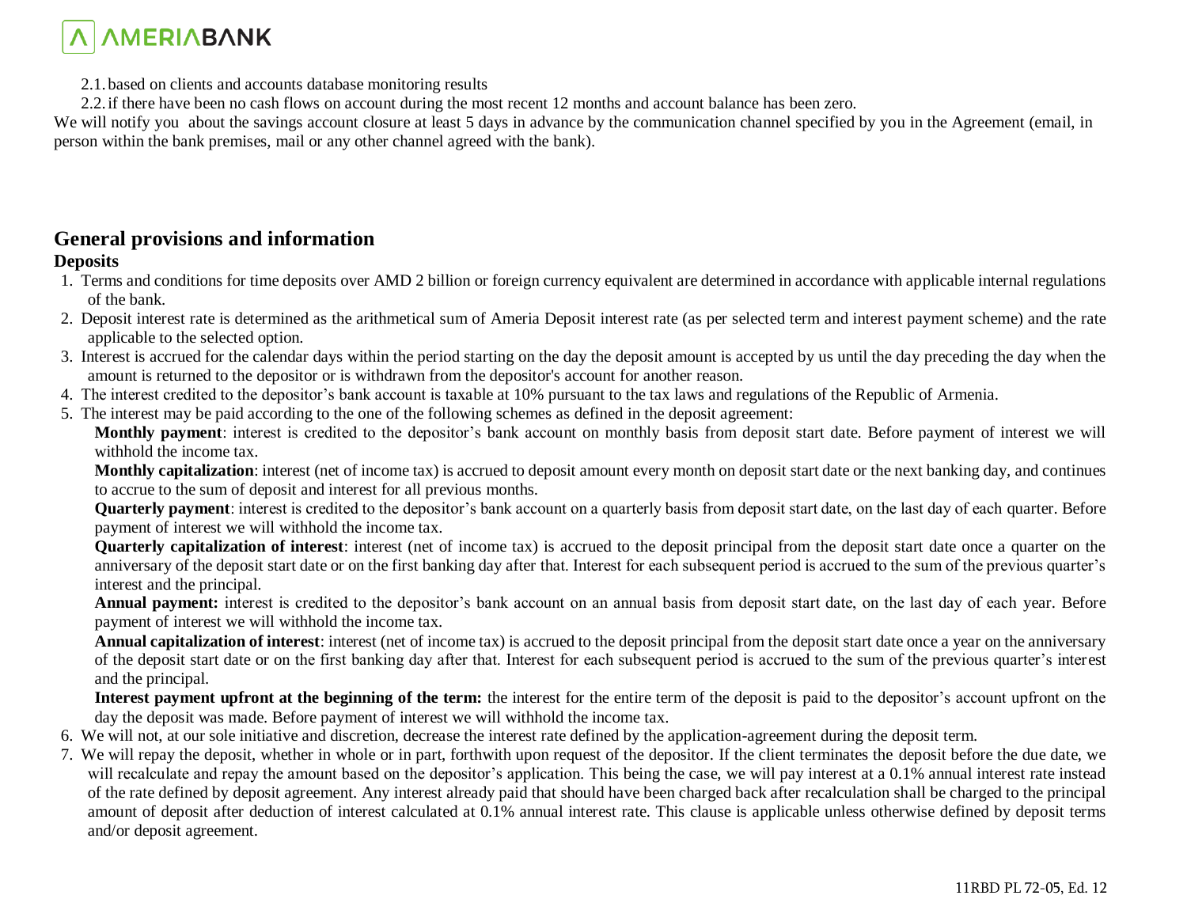2.1. based on clients and accounts database monitoring results

2.2. if there have been no cash flows on account during the most recent 12 months and account balance has been zero.

We will notify you about the savings account closure at least 5 days in advance by the communication channel specified by you in the Agreement (email, in person within the bank premises, mail or any other channel agreed with the bank).

## General provisions and information

### Deposits

1. Terms and conditions for time deposits over AMD 2 billion or foreign currency equivalent are determined in accordance with applicable internal regulations of the bank.
2. Deposit interest rate is determined as the arithmetical sum of Ameria Deposit interest rate (as per selected term and interest payment scheme) and the rate applicable to the selected option.
3. Interest is accrued for the calendar days within the period starting on the day the deposit amount is accepted by us until the day preceding the day when the amount is returned to the depositor or is withdrawn from the depositor's account for another reason.
4. The interest credited to the depositor's bank account is taxable at 10% pursuant to the tax laws and regulations of the Republic of Armenia.
5. The interest may be paid according to the one of the following schemes as defined in the deposit agreement:

   **Monthly payment**: interest is credited to the depositor's bank account on monthly basis from deposit start date. Before payment of interest we will withhold the income tax.

   **Monthly capitalization**: interest (net of income tax) is accrued to deposit amount every month on deposit start date or the next banking day, and continues to accrue to the sum of deposit and interest for all previous months.

   **Quarterly payment**: interest is credited to the depositor's bank account on a quarterly basis from deposit start date, on the last day of each quarter. Before payment of interest we will withhold the income tax.

   **Quarterly capitalization of interest**: interest (net of income tax) is accrued to the deposit principal from the deposit start date once a quarter on the anniversary of the deposit start date or on the first banking day after that. Interest for each subsequent period is accrued to the sum of the previous quarter's interest and the principal.

   **Annual payment:** interest is credited to the depositor's bank account on an annual basis from deposit start date, on the last day of each year. Before payment of interest we will withhold the income tax.

   **Annual capitalization of interest**: interest (net of income tax) is accrued to the deposit principal from the deposit start date once a year on the anniversary of the deposit start date or on the first banking day after that. Interest for each subsequent period is accrued to the sum of the previous quarter's interest and the principal.

   **Interest payment upfront at the beginning of the term:** the interest for the entire term of the deposit is paid to the depositor's account upfront on the day the deposit was made. Before payment of interest we will withhold the income tax.
6. We will not, at our sole initiative and discretion, decrease the interest rate defined by the application-agreement during the deposit term.
7. We will repay the deposit, whether in whole or in part, forthwith upon request of the depositor. If the client terminates the deposit before the due date, we will recalculate and repay the amount based on the depositor's application. This being the case, we will pay interest at a 0.1% annual interest rate instead of the rate defined by deposit agreement. Any interest already paid that should have been charged back after recalculation shall be charged to the principal amount of deposit after deduction of interest calculated at 0.1% annual interest rate. This clause is applicable unless otherwise defined by deposit terms and/or deposit agreement.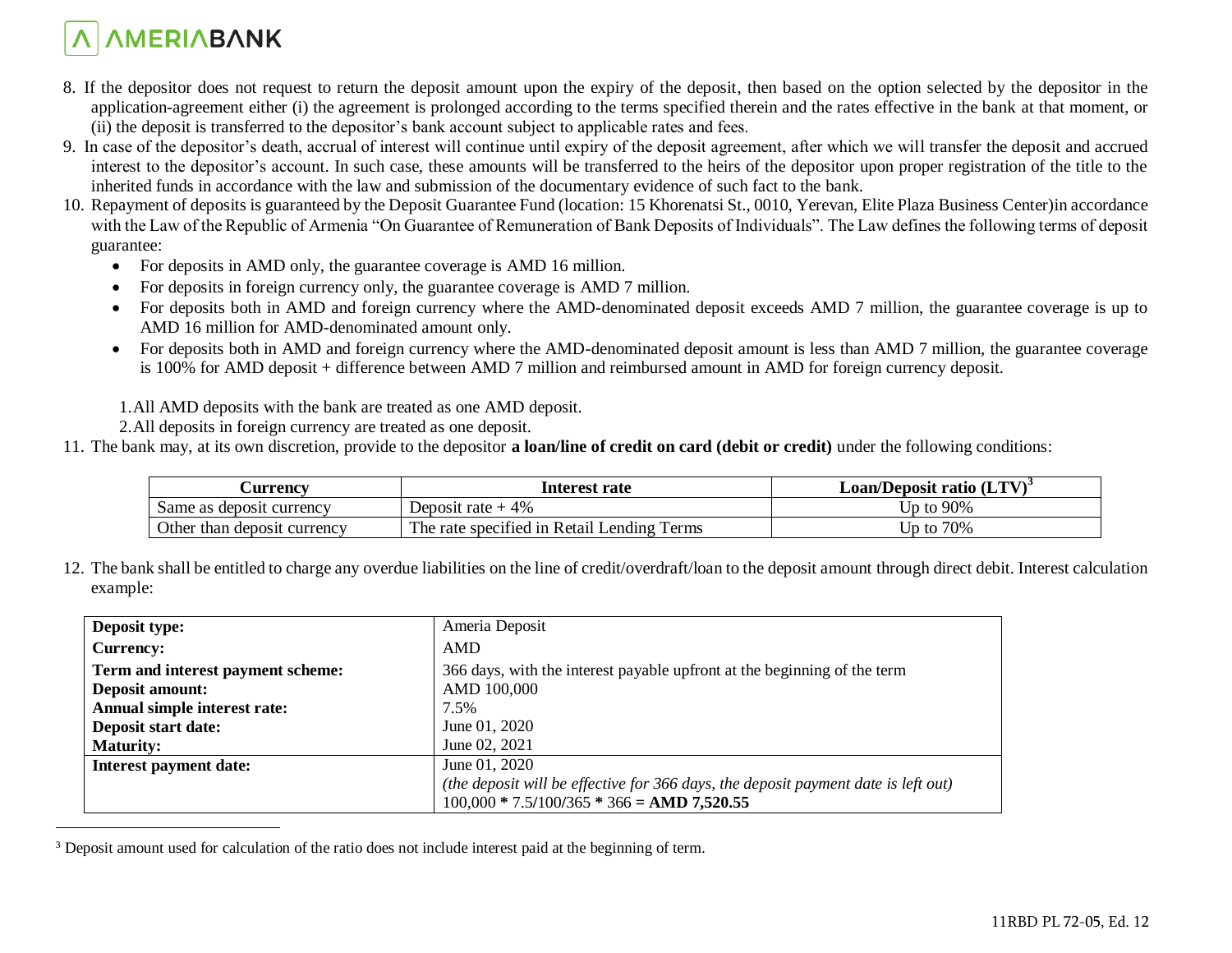8. If the depositor does not request to return the deposit amount upon the expiry of the deposit, then based on the option selected by the depositor in the application-agreement either (i) the agreement is prolonged according to the terms specified therein and the rates effective in the bank at that moment, or (ii) the deposit is transferred to the depositor's bank account subject to applicable rates and fees.
9. In case of the depositor's death, accrual of interest will continue until expiry of the deposit agreement, after which we will transfer the deposit and accrued interest to the depositor's account. In such case, these amounts will be transferred to the heirs of the depositor upon proper registration of the title to the inherited funds in accordance with the law and submission of the documentary evidence of such fact to the bank.
10. Repayment of deposits is guaranteed by the Deposit Guarantee Fund (location: 15 Khorenatsi St., 0010, Yerevan, Elite Plaza Business Center)in accordance with the Law of the Republic of Armenia "On Guarantee of Remuneration of Bank Deposits of Individuals". The Law defines the following terms of deposit guarantee:
    - For deposits in AMD only, the guarantee coverage is AMD 16 million.
    - For deposits in foreign currency only, the guarantee coverage is AMD 7 million.
    - For deposits both in AMD and foreign currency where the AMD-denominated deposit exceeds AMD 7 million, the guarantee coverage is up to AMD 16 million for AMD-denominated amount only.
    - For deposits both in AMD and foreign currency where the AMD-denominated deposit amount is less than AMD 7 million, the guarantee coverage is 100% for AMD deposit + difference between AMD 7 million and reimbursed amount in AMD for foreign currency deposit.

    1. All AMD deposits with the bank are treated as one AMD deposit.
    2. All deposits in foreign currency are treated as one deposit.
11. The bank may, at its own discretion, provide to the depositor **a loan/line of credit on card (debit or credit)** under the following conditions:

| Currency | Interest rate | Loan/Deposit ratio (LTV)[3] |
|---|---|---|
| Same as deposit currency | Deposit rate + 4% | Up to 90% |
| Other than deposit currency | The rate specified in Retail Lending Terms | Up to 70% |

12. The bank shall be entitled to charge any overdue liabilities on the line of credit/overdraft/loan to the deposit amount through direct debit. Interest calculation example:

| | |
|---|---|
| **Deposit type:** | Ameria Deposit |
| **Currency:** | AMD |
| **Term and interest payment scheme:** | 366 days, with the interest payable upfront at the beginning of the term |
| **Deposit amount:** | AMD 100,000 |
| **Annual simple interest rate:** | 7.5% |
| **Deposit start date:** | June 01, 2020 |
| **Maturity:** | June 02, 2021 |
| **Interest payment date:** | June 01, 2020<br>*(the deposit will be effective for 366 days, the deposit payment date is left out)*<br>100,000 **\*** 7.5/100/365 **\*** 366 **= AMD 7,520.55** |

[3] Deposit amount used for calculation of the ratio does not include interest paid at the beginning of term.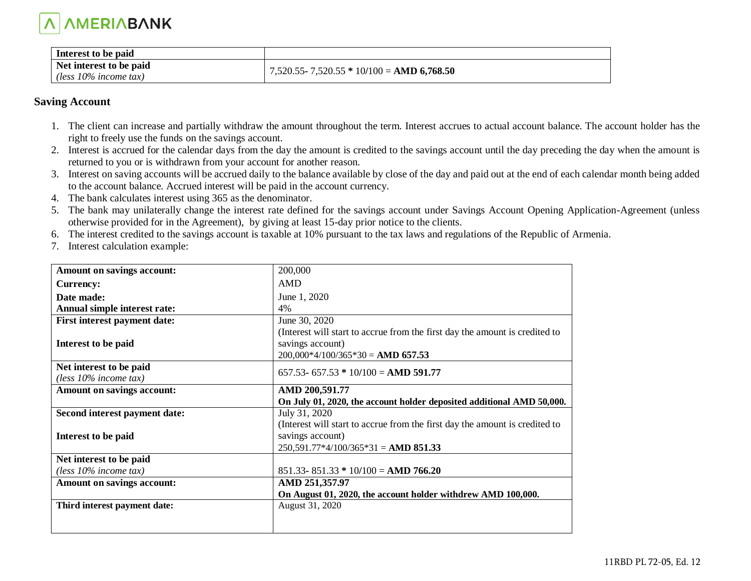| Interest to be paid | |
|---|---|
| **Net interest to be paid** *(less 10% income tax)* | 7,520.55- 7,520.55 **\*** 10/100 = **AMD 6,768.50** |

## Saving Account

1. The client can increase and partially withdraw the amount throughout the term. Interest accrues to actual account balance. The account holder has the right to freely use the funds on the savings account.
2. Interest is accrued for the calendar days from the day the amount is credited to the savings account until the day preceding the day when the amount is returned to you or is withdrawn from your account for another reason.
3. Interest on saving accounts will be accrued daily to the balance available by close of the day and paid out at the end of each calendar month being added to the account balance. Accrued interest will be paid in the account currency.
4. The bank calculates interest using 365 as the denominator.
5. The bank may unilaterally change the interest rate defined for the savings account under Savings Account Opening Application-Agreement (unless otherwise provided for in the Agreement), by giving at least 15-day prior notice to the clients.
6. The interest credited to the savings account is taxable at 10% pursuant to the tax laws and regulations of the Republic of Armenia.
7. Interest calculation example:

| **Amount on savings account:** | 200,000 |
|---|---|
| **Currency:** | AMD |
| **Date made:** | June 1, 2020 |
| **Annual simple interest rate:** | 4% |
| **First interest payment date:** | June 30, 2020 |
| **Interest to be paid** | (Interest will start to accrue from the first day the amount is credited to savings account) 200,000\*4/100/365\*30 = **AMD 657.53** |
| **Net interest to be paid** *(less 10% income tax)* | 657.53- 657.53 **\*** 10/100 = **AMD 591.77** |
| **Amount on savings account:** | **AMD 200,591.77** **On July 01, 2020, the account holder deposited additional AMD 50,000.** |
| **Second interest payment date:** | July 31, 2020 |
| **Interest to be paid** | (Interest will start to accrue from the first day the amount is credited to savings account) 250,591.77\*4/100/365\*31 = **AMD 851.33** |
| **Net interest to be paid** *(less 10% income tax)* | 851.33- 851.33 **\*** 10/100 = **AMD 766.20** |
| **Amount on savings account:** | **AMD 251,357.97** **On August 01, 2020, the account holder withdrew AMD 100,000.** |
| **Third interest payment date:** | August 31, 2020 |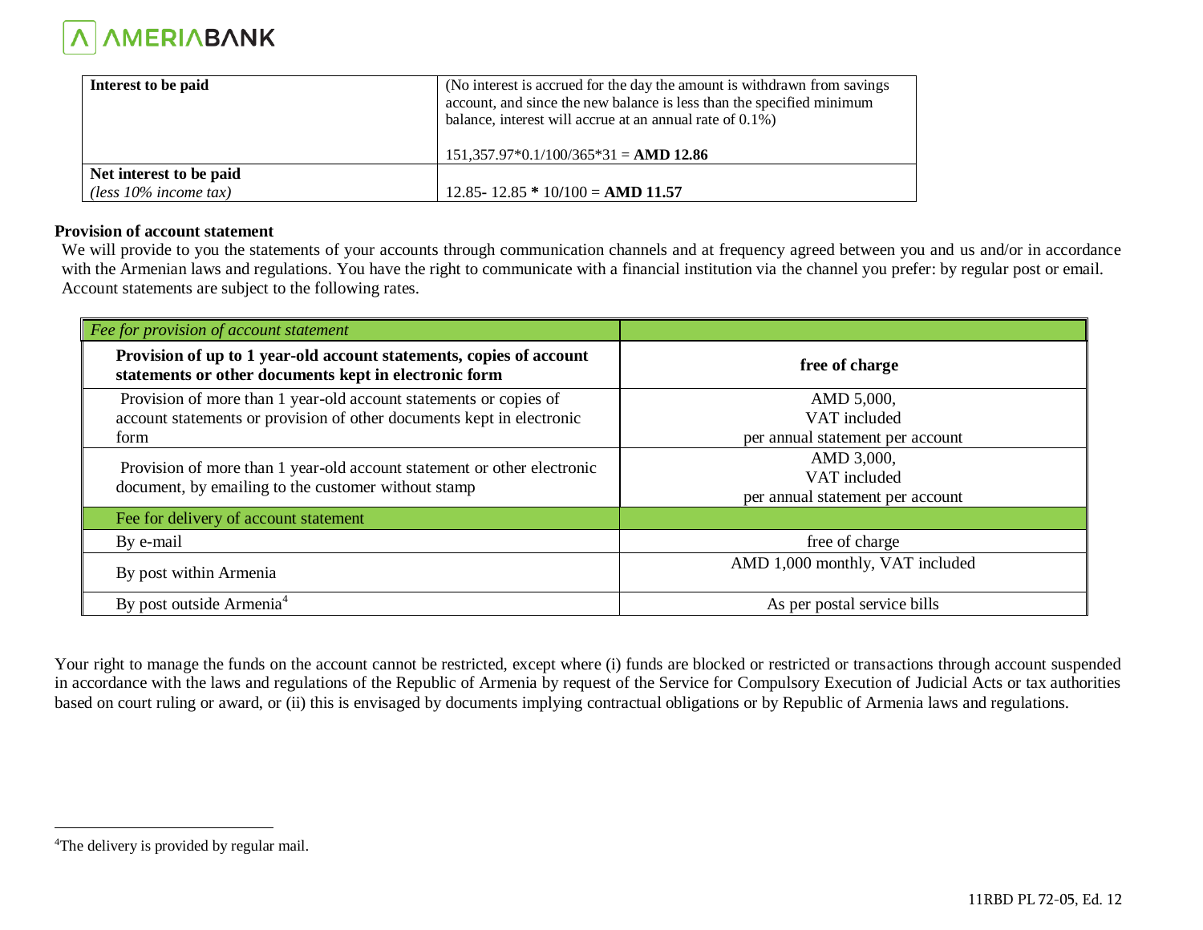| | |
|---|---|
| **Interest to be paid** | (No interest is accrued for the day the amount is withdrawn from savings account, and since the new balance is less than the specified minimum balance, interest will accrue at an annual rate of 0.1%)<br><br>151,357.97*0.1/100/365*31 = **AMD 12.86** |
| **Net interest to be paid**<br>*(less 10% income tax)* | 12.85- 12.85 * 10/100 = **AMD 11.57** |

**Provision of account statement**

We will provide to you the statements of your accounts through communication channels and at frequency agreed between you and us and/or in accordance with the Armenian laws and regulations. You have the right to communicate with a financial institution via the channel you prefer: by regular post or email. Account statements are subject to the following rates.

| *Fee for provision of account statement* | |
|---|---|
| **Provision of up to 1 year-old account statements, copies of account statements or other documents kept in electronic form** | **free of charge** |
| Provision of more than 1 year-old account statements or copies of account statements or provision of other documents kept in electronic form | AMD 5,000,<br>VAT included<br>per annual statement per account |
| Provision of more than 1 year-old account statement or other electronic document, by emailing to the customer without stamp | AMD 3,000,<br>VAT included<br>per annual statement per account |
| Fee for delivery of account statement | |
| By e-mail | free of charge |
| By post within Armenia | AMD 1,000 monthly, VAT included |
| By post outside Armenia[4] | As per postal service bills |

Your right to manage the funds on the account cannot be restricted, except where (i) funds are blocked or restricted or transactions through account suspended in accordance with the laws and regulations of the Republic of Armenia by request of the Service for Compulsory Execution of Judicial Acts or tax authorities based on court ruling or award, or (ii) this is envisaged by documents implying contractual obligations or by Republic of Armenia laws and regulations.

[4] The delivery is provided by regular mail.